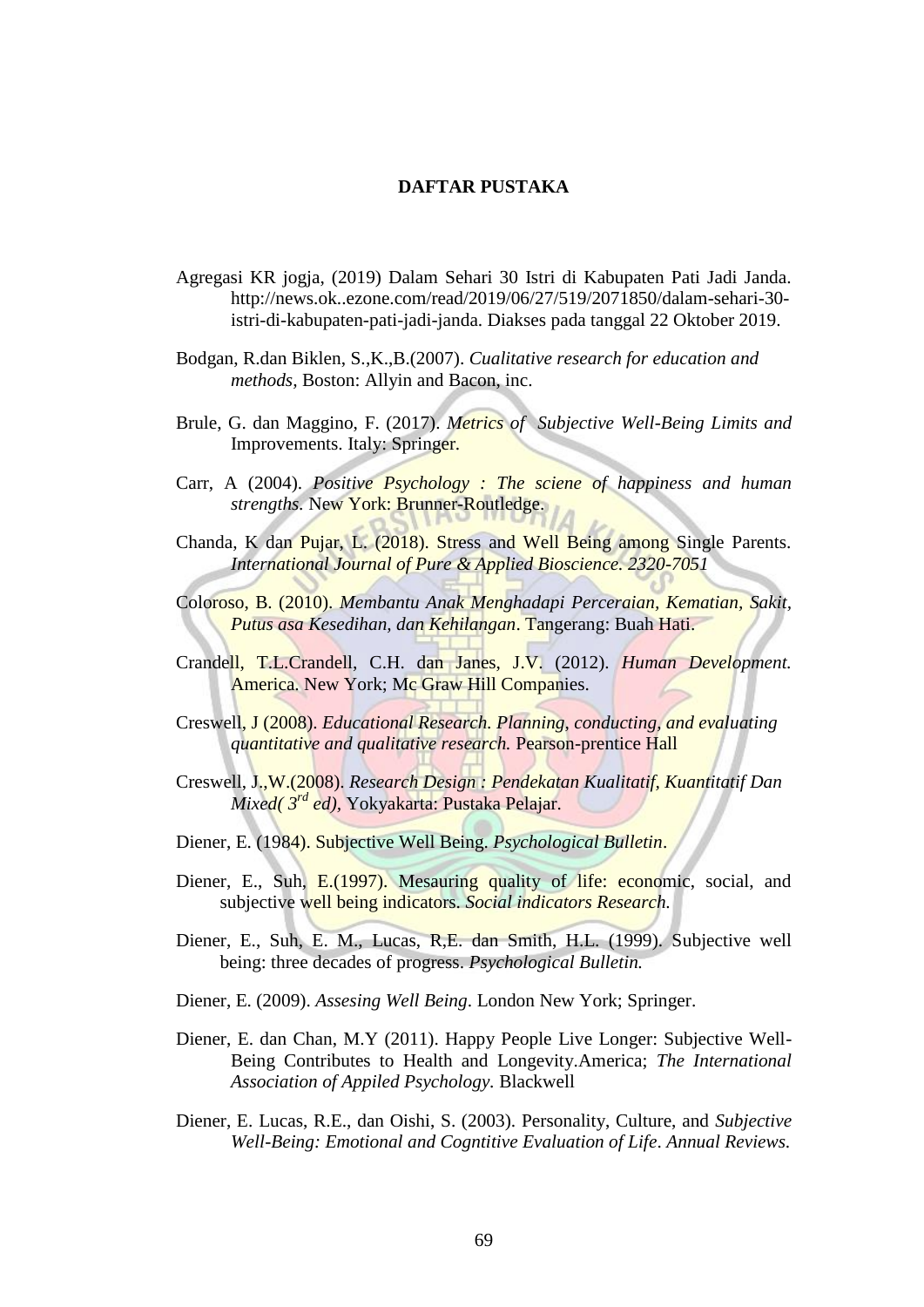# DAFTAR PUSTAKA

Agregasi KR jogja, (2019) Dalam Sehari 30 Istri di Kabupaten Pati Jadi Janda. http://news.ok..ezone.com/read/2019/06/27/519/2071850/dalam-sehari-30-istri-di-kabupaten-pati-jadi-janda. Diakses pada tanggal 22 Oktober 2019.

Bodgan, R.dan Biklen, S.,K.,B.(2007). *Cualitative research for education and methods*, Boston: Allyin and Bacon, inc.

Brule, G. dan Maggino, F. (2017). *Metrics of Subjective Well-Being Limits and* Improvements. Italy: Springer.

Carr, A (2004). *Positive Psychology : The sciene of happiness and human strengths*. New York: Brunner-Routledge.

Chanda, K dan Pujar, L. (2018). Stress and Well Being among Single Parents. *International Journal of Pure & Applied Bioscience. 2320-7051*

Coloroso, B. (2010). *Membantu Anak Menghadapi Perceraian, Kematian, Sakit, Putus asa Kesedihan, dan Kehilangan*. Tangerang: Buah Hati.

Crandell, T.L.Crandell, C.H. dan Janes, J.V. (2012). *Human Development.* America. New York; Mc Graw Hill Companies.

Creswell, J (2008). *Educational Research. Planning, conducting, and evaluating quantitative and qualitative research.* Pearson-prentice Hall

Creswell, J.,W.(2008). *Research Design : Pendekatan Kualitatif, Kuantitatif Dan Mixed( 3rd ed),* Yokyakarta: Pustaka Pelajar.

Diener, E. (1984). Subjective Well Being. *Psychological Bulletin*.

Diener, E., Suh, E.(1997). Mesauring quality of life: economic, social, and subjective well being indicators. *Social indicators Research.*

Diener, E., Suh, E. M., Lucas, R,E. dan Smith, H.L. (1999). Subjective well being: three decades of progress. *Psychological Bulletin.*

Diener, E. (2009). *Assesing Well Being*. London New York; Springer.

Diener, E. dan Chan, M.Y (2011). Happy People Live Longer: Subjective Well-Being Contributes to Health and Longevity.America; *The International Association of Appiled Psychology*. Blackwell

Diener, E. Lucas, R.E., dan Oishi, S. (2003). Personality, Culture, and *Subjective Well-Being: Emotional and Cogntitive Evaluation of Life*. *Annual Reviews.*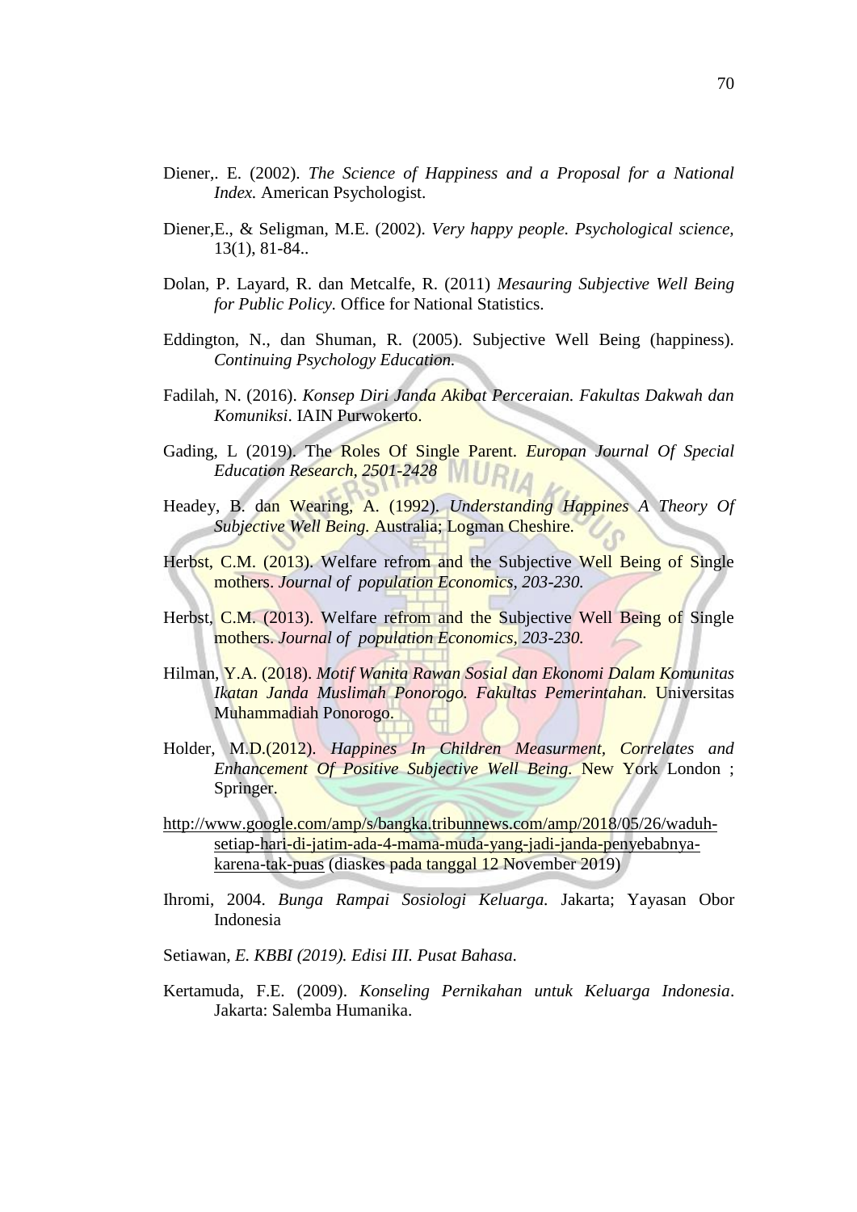Diener,. E. (2002). *The Science of Happiness and a Proposal for a National Index.* American Psychologist.

Diener,E., & Seligman, M.E. (2002). *Very happy people. Psychological science,* 13(1), 81-84..

Dolan, P. Layard, R. dan Metcalfe, R. (2011) *Mesauring Subjective Well Being for Public Policy.* Office for National Statistics.

Eddington, N., dan Shuman, R. (2005). Subjective Well Being (happiness). *Continuing Psychology Education.*

Fadilah, N. (2016). *Konsep Diri Janda Akibat Perceraian. Fakultas Dakwah dan Komuniksi*. IAIN Purwokerto.

Gading, L (2019). The Roles Of Single Parent. *Europan Journal Of Special Education Research, 2501-2428*

Headey, B. dan Wearing, A. (1992). *Understanding Happines A Theory Of Subjective Well Being.* Australia; Logman Cheshire.

Herbst, C.M. (2013). Welfare refrom and the Subjective Well Being of Single mothers. *Journal of population Economics, 203-230.*

Herbst, C.M. (2013). Welfare refrom and the Subjective Well Being of Single mothers. *Journal of population Economics, 203-230.*

Hilman, Y.A. (2018). *Motif Wanita Rawan Sosial dan Ekonomi Dalam Komunitas Ikatan Janda Muslimah Ponorogo. Fakultas Pemerintahan.* Universitas Muhammadiah Ponorogo.

Holder, M.D.(2012). *Happines In Children Measurment, Correlates and Enhancement Of Positive Subjective Well Being.* New York London ; Springer.

http://www.google.com/amp/s/bangka.tribunnews.com/amp/2018/05/26/waduh-setiap-hari-di-jatim-ada-4-mama-muda-yang-jadi-janda-penyebabnya-karena-tak-puas (diaskes pada tanggal 12 November 2019)

Ihromi, 2004. *Bunga Rampai Sosiologi Keluarga.* Jakarta; Yayasan Obor Indonesia

Setiawan, *E. KBBI (2019). Edisi III. Pusat Bahasa*.

Kertamuda, F.E. (2009). *Konseling Pernikahan untuk Keluarga Indonesia*. Jakarta: Salemba Humanika.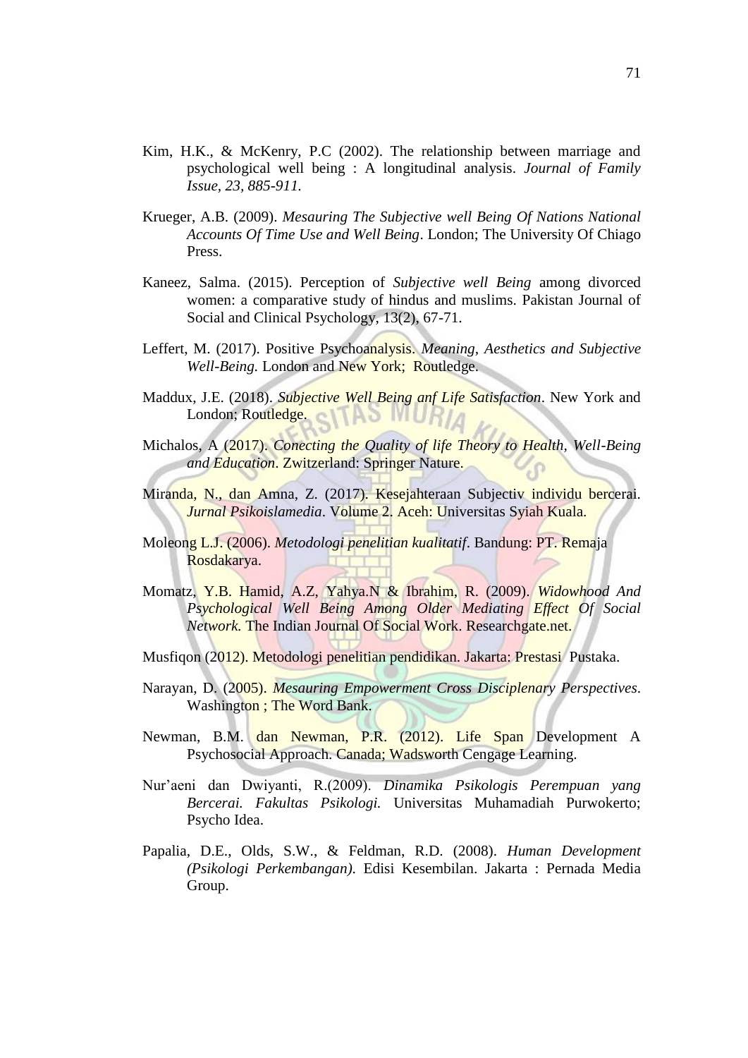Kim, H.K., & McKenry, P.C (2002). The relationship between marriage and psychological well being : A longitudinal analysis. *Journal of Family Issue, 23, 885-911.*

Krueger, A.B. (2009). *Mesauring The Subjective well Being Of Nations National Accounts Of Time Use and Well Being*. London; The University Of Chiago Press.

Kaneez, Salma. (2015). Perception of *Subjective well Being* among divorced women: a comparative study of hindus and muslims. Pakistan Journal of Social and Clinical Psychology, 13(2), 67-71.

Leffert, M. (2017). Positive Psychoanalysis. *Meaning, Aesthetics and Subjective Well-Being.* London and New York; Routledge.

Maddux, J.E. (2018). *Subjective Well Being anf Life Satisfaction*. New York and London; Routledge.

Michalos, A (2017). *Conecting the Quality of life Theory to Health, Well-Being and Education*. Zwitzerland: Springer Nature.

Miranda, N., dan Amna, Z. (2017). Kesejahteraan Subjectiv individu bercerai. *Jurnal Psikoislamedia*. Volume 2. Aceh: Universitas Syiah Kuala.

Moleong L.J. (2006). *Metodologi penelitian kualitatif*. Bandung: PT. Remaja Rosdakarya.

Momatz, Y.B. Hamid, A.Z, Yahya.N & Ibrahim, R. (2009). *Widowhood And Psychological Well Being Among Older Mediating Effect Of Social Network.* The Indian Journal Of Social Work. Researchgate.net.

Musfiqon (2012). Metodologi penelitian pendidikan. Jakarta: Prestasi Pustaka.

Narayan, D. (2005). *Mesauring Empowerment Cross Disciplenary Perspectives*. Washington ; The Word Bank.

Newman, B.M. dan Newman, P.R. (2012). Life Span Development A Psychosocial Approach. Canada; Wadsworth Cengage Learning.

Nur'aeni dan Dwiyanti, R.(2009). *Dinamika Psikologis Perempuan yang Bercerai. Fakultas Psikologi.* Universitas Muhamadiah Purwokerto; Psycho Idea.

Papalia, D.E., Olds, S.W., & Feldman, R.D. (2008). *Human Development (Psikologi Perkembangan)*. Edisi Kesembilan. Jakarta : Pernada Media Group.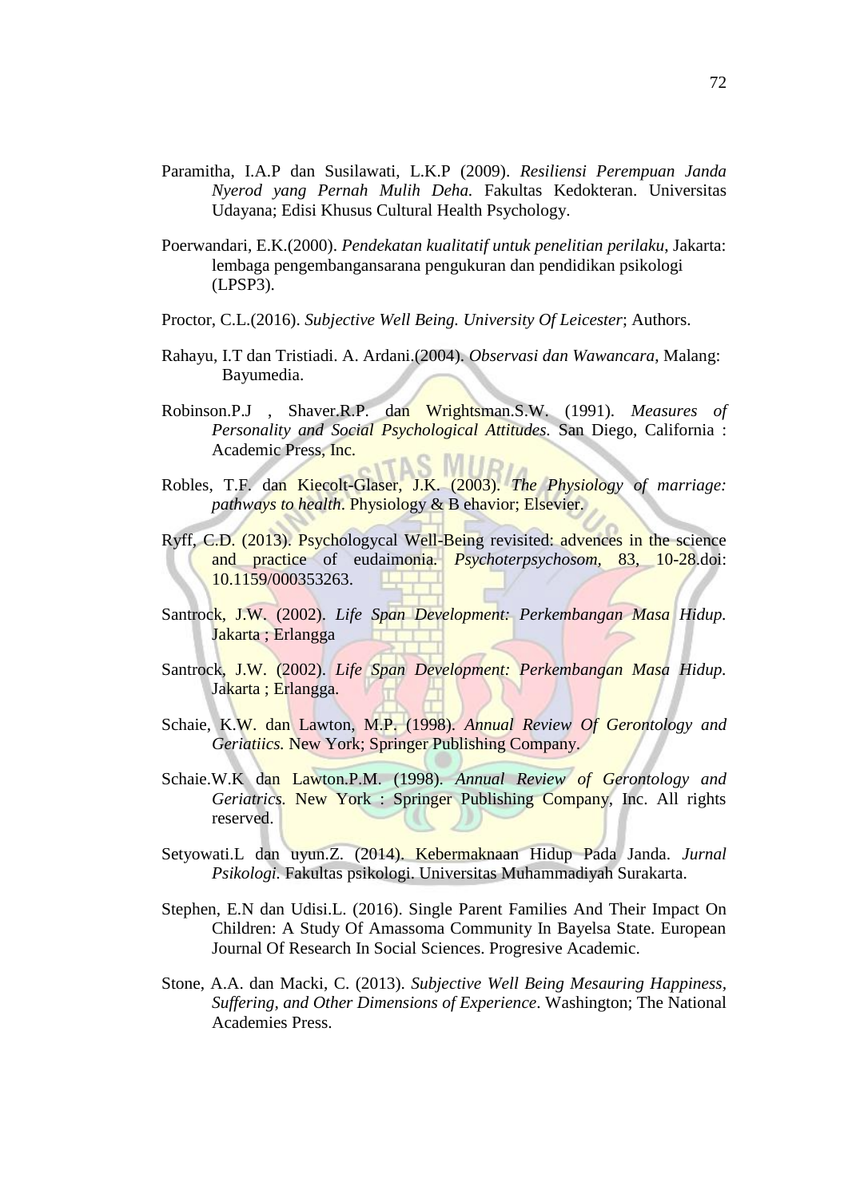Paramitha, I.A.P dan Susilawati, L.K.P (2009). *Resiliensi Perempuan Janda Nyerod yang Pernah Mulih Deha.* Fakultas Kedokteran. Universitas Udayana; Edisi Khusus Cultural Health Psychology.

Poerwandari, E.K.(2000). *Pendekatan kualitatif untuk penelitian perilaku*, Jakarta: lembaga pengembangansarana pengukuran dan pendidikan psikologi (LPSP3).

Proctor, C.L.(2016). *Subjective Well Being. University Of Leicester*; Authors.

Rahayu, I.T dan Tristiadi. A. Ardani.(2004). *Observasi dan Wawancara*, Malang: Bayumedia.

Robinson.P.J , Shaver.R.P. dan Wrightsman.S.W. (1991). *Measures of Personality and Social Psychological Attitudes*. San Diego, California : Academic Press, Inc.

Robles, T.F. dan Kiecolt-Glaser, J.K. (2003). *The Physiology of marriage: pathways to health*. Physiology & B ehavior; Elsevier.

Ryff, C.D. (2013). Psychologycal Well-Being revisited: advences in the science and practice of eudaimonia. *Psychoterpsychosom*, 83, 10-28.doi: 10.1159/000353263.

Santrock, J.W. (2002). *Life Span Development: Perkembangan Masa Hidup.* Jakarta ; Erlangga

Santrock, J.W. (2002). *Life Span Development: Perkembangan Masa Hidup.* Jakarta ; Erlangga.

Schaie, K.W. dan Lawton, M.P. (1998). *Annual Review Of Gerontology and Geriatiics.* New York; Springer Publishing Company.

Schaie.W.K dan Lawton.P.M. (1998). *Annual Review of Gerontology and Geriatrics.* New York : Springer Publishing Company, Inc. All rights reserved.

Setyowati.L dan uyun.Z. (2014). Kebermaknaan Hidup Pada Janda. *Jurnal Psikologi.* Fakultas psikologi. Universitas Muhammadiyah Surakarta.

Stephen, E.N dan Udisi.L. (2016). Single Parent Families And Their Impact On Children: A Study Of Amassoma Community In Bayelsa State. European Journal Of Research In Social Sciences. Progresive Academic.

Stone, A.A. dan Macki, C. (2013). *Subjective Well Being Mesauring Happiness, Suffering, and Other Dimensions of Experience*. Washington; The National Academies Press.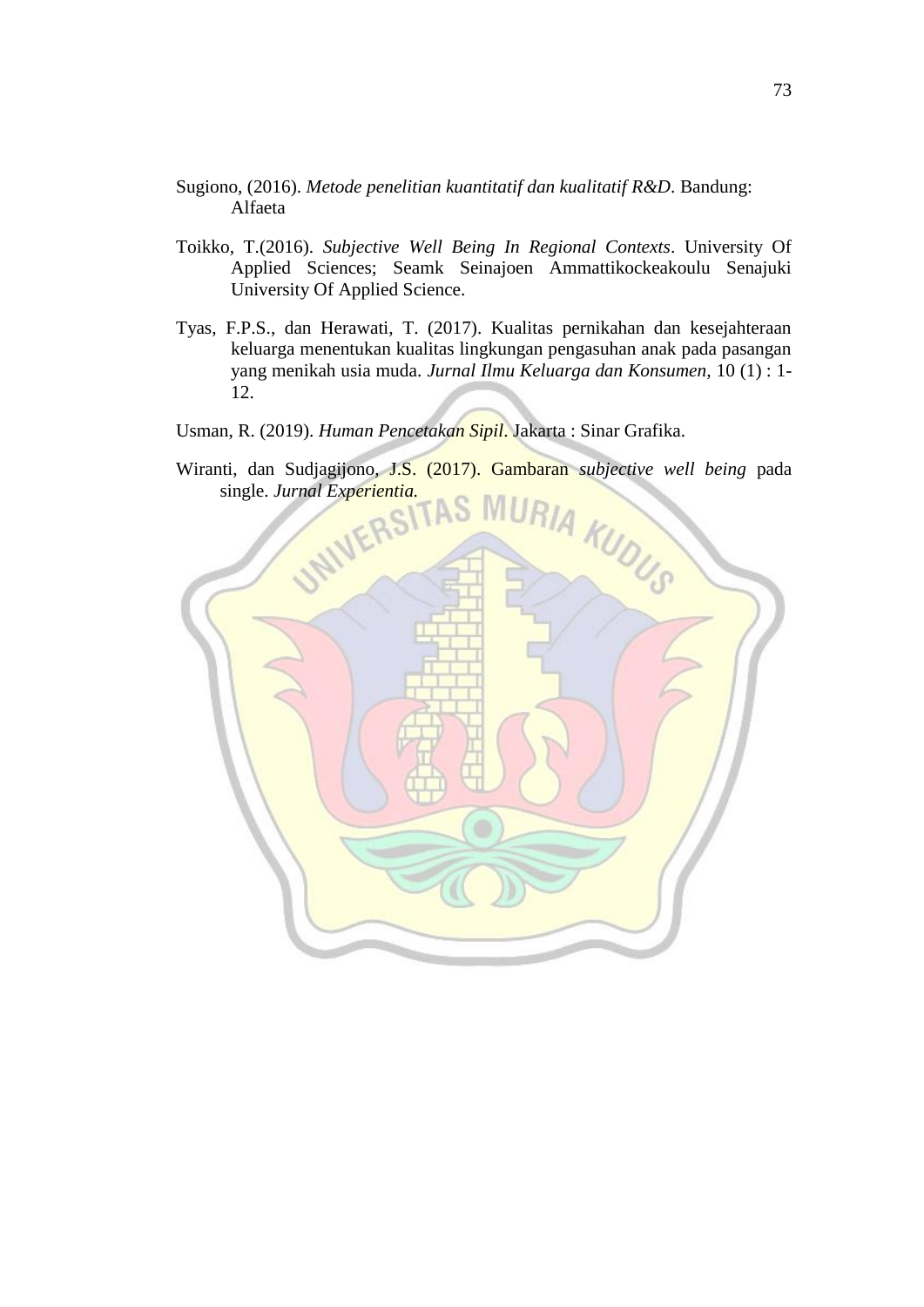Sugiono, (2016). *Metode penelitian kuantitatif dan kualitatif R&D*. Bandung: Alfaeta

Toikko, T.(2016). *Subjective Well Being In Regional Contexts*. University Of Applied Sciences; Seamk Seinajoen Ammattikockeakoulu Senajuki University Of Applied Science.

Tyas, F.P.S., dan Herawati, T. (2017). Kualitas pernikahan dan kesejahteraan keluarga menentukan kualitas lingkungan pengasuhan anak pada pasangan yang menikah usia muda. *Jurnal Ilmu Keluarga dan Konsumen,* 10 (1) : 1-12.

Usman, R. (2019). *Human Pencetakan Sipil*. Jakarta : Sinar Grafika.

Wiranti, dan Sudjagijono, J.S. (2017). Gambaran *subjective well being* pada single. *Jurnal Experientia.*